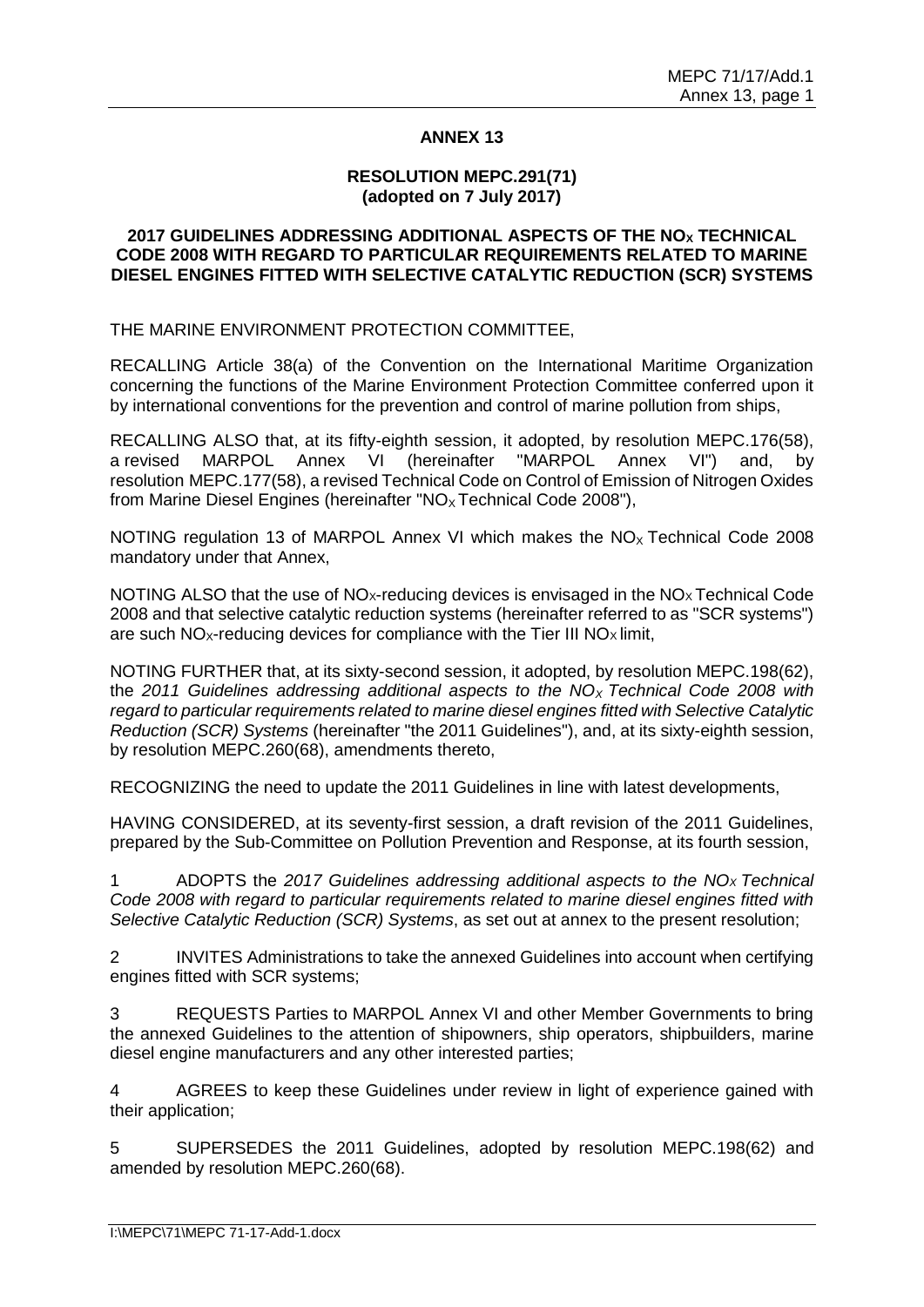## ANNEX 13

### RESOLUTION MEPC.291(71)
**(adopted on 7 July 2017)**

### 2017 GUIDELINES ADDRESSING ADDITIONAL ASPECTS OF THE $NO_X$ TECHNICAL CODE 2008 WITH REGARD TO PARTICULAR REQUIREMENTS RELATED TO MARINE DIESEL ENGINES FITTED WITH SELECTIVE CATALYTIC REDUCTION (SCR) SYSTEMS

THE MARINE ENVIRONMENT PROTECTION COMMITTEE,

RECALLING Article 38(a) of the Convention on the International Maritime Organization concerning the functions of the Marine Environment Protection Committee conferred upon it by international conventions for the prevention and control of marine pollution from ships,

RECALLING ALSO that, at its fifty-eighth session, it adopted, by resolution MEPC.176(58), a revised MARPOL Annex VI (hereinafter "MARPOL Annex VI") and, by resolution MEPC.177(58), a revised Technical Code on Control of Emission of Nitrogen Oxides from Marine Diesel Engines (hereinafter "$NO_X$ Technical Code 2008"),

NOTING regulation 13 of MARPOL Annex VI which makes the $NO_X$ Technical Code 2008 mandatory under that Annex,

NOTING ALSO that the use of $NO_X$-reducing devices is envisaged in the $NO_X$ Technical Code 2008 and that selective catalytic reduction systems (hereinafter referred to as "SCR systems") are such $NO_X$-reducing devices for compliance with the Tier III $NO_X$ limit,

NOTING FURTHER that, at its sixty-second session, it adopted, by resolution MEPC.198(62), the *2011 Guidelines addressing additional aspects to the $NO_X$ Technical Code 2008 with regard to particular requirements related to marine diesel engines fitted with Selective Catalytic Reduction (SCR) Systems* (hereinafter "the 2011 Guidelines"), and, at its sixty-eighth session, by resolution MEPC.260(68), amendments thereto,

RECOGNIZING the need to update the 2011 Guidelines in line with latest developments,

HAVING CONSIDERED, at its seventy-first session, a draft revision of the 2011 Guidelines, prepared by the Sub-Committee on Pollution Prevention and Response, at its fourth session,

1 ADOPTS the *2017 Guidelines addressing additional aspects to the $NO_X$ Technical Code 2008 with regard to particular requirements related to marine diesel engines fitted with Selective Catalytic Reduction (SCR) Systems*, as set out at annex to the present resolution;

2 INVITES Administrations to take the annexed Guidelines into account when certifying engines fitted with SCR systems;

3 REQUESTS Parties to MARPOL Annex VI and other Member Governments to bring the annexed Guidelines to the attention of shipowners, ship operators, shipbuilders, marine diesel engine manufacturers and any other interested parties;

4 AGREES to keep these Guidelines under review in light of experience gained with their application;

5 SUPERSEDES the 2011 Guidelines, adopted by resolution MEPC.198(62) and amended by resolution MEPC.260(68).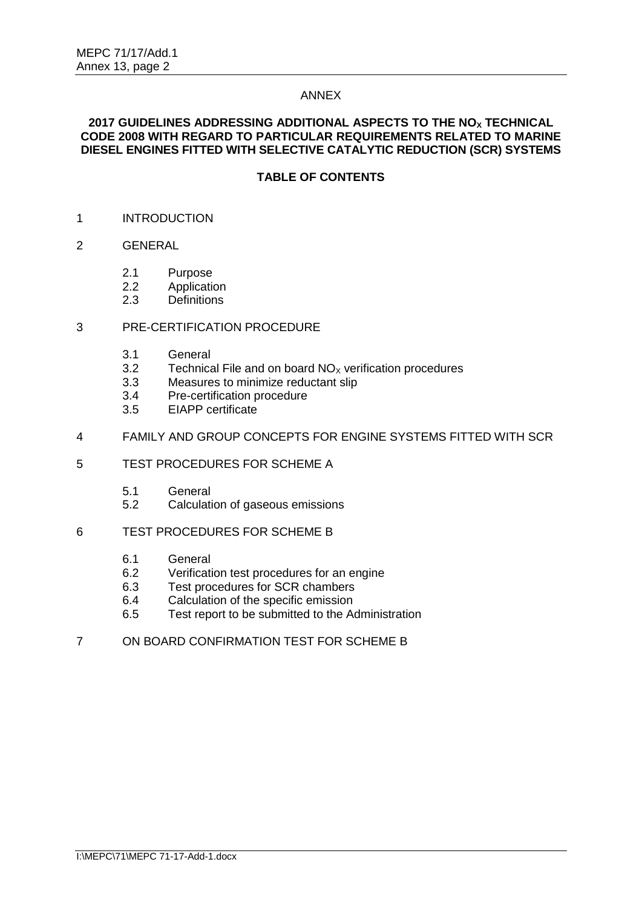ANNEX

# 2017 GUIDELINES ADDRESSING ADDITIONAL ASPECTS TO THE $NO_X$ TECHNICAL CODE 2008 WITH REGARD TO PARTICULAR REQUIREMENTS RELATED TO MARINE DIESEL ENGINES FITTED WITH SELECTIVE CATALYTIC REDUCTION (SCR) SYSTEMS

## TABLE OF CONTENTS

1 INTRODUCTION

2 GENERAL

- 2.1 Purpose
- 2.2 Application
- 2.3 Definitions

3 PRE-CERTIFICATION PROCEDURE

- 3.1 General
- 3.2 Technical File and on board $NO_X$ verification procedures
- 3.3 Measures to minimize reductant slip
- 3.4 Pre-certification procedure
- 3.5 EIAPP certificate

4 FAMILY AND GROUP CONCEPTS FOR ENGINE SYSTEMS FITTED WITH SCR

5 TEST PROCEDURES FOR SCHEME A

- 5.1 General
- 5.2 Calculation of gaseous emissions

6 TEST PROCEDURES FOR SCHEME B

- 6.1 General
- 6.2 Verification test procedures for an engine
- 6.3 Test procedures for SCR chambers
- 6.4 Calculation of the specific emission
- 6.5 Test report to be submitted to the Administration

7 ON BOARD CONFIRMATION TEST FOR SCHEME B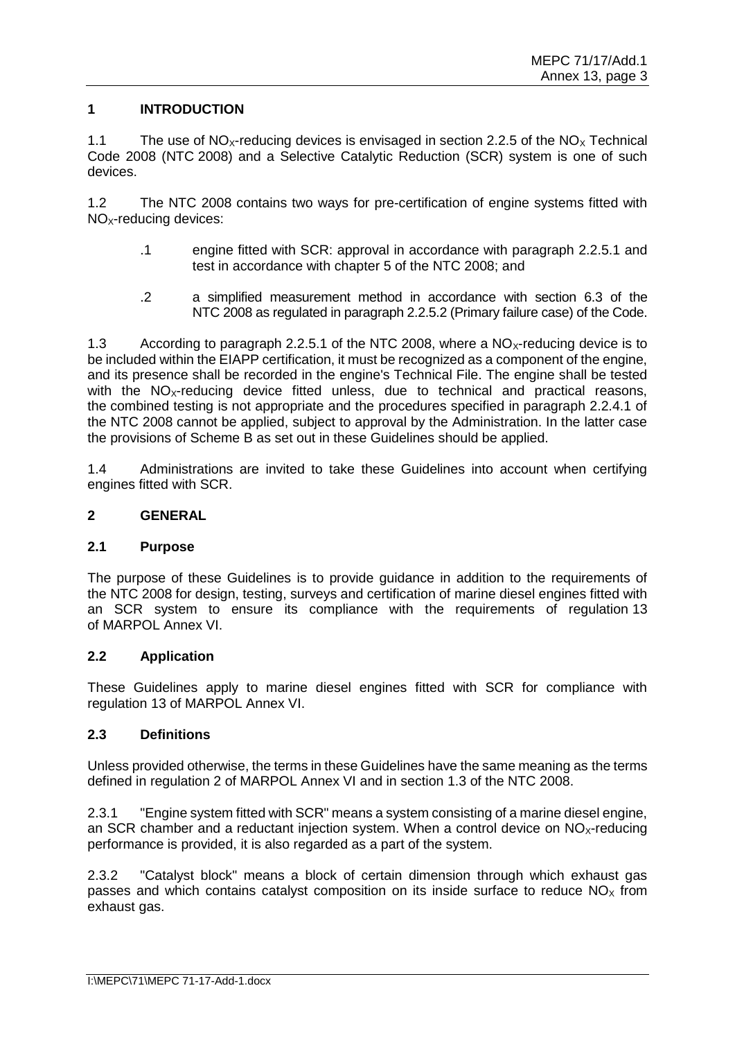## 1 INTRODUCTION

1.1 The use of $NO_X$-reducing devices is envisaged in section 2.2.5 of the $NO_X$ Technical Code 2008 (NTC 2008) and a Selective Catalytic Reduction (SCR) system is one of such devices.

1.2 The NTC 2008 contains two ways for pre-certification of engine systems fitted with $NO_X$-reducing devices:

.1 engine fitted with SCR: approval in accordance with paragraph 2.2.5.1 and test in accordance with chapter 5 of the NTC 2008; and

.2 a simplified measurement method in accordance with section 6.3 of the NTC 2008 as regulated in paragraph 2.2.5.2 (Primary failure case) of the Code.

1.3 According to paragraph 2.2.5.1 of the NTC 2008, where a $NO_X$-reducing device is to be included within the EIAPP certification, it must be recognized as a component of the engine, and its presence shall be recorded in the engine's Technical File. The engine shall be tested with the $NO_X$-reducing device fitted unless, due to technical and practical reasons, the combined testing is not appropriate and the procedures specified in paragraph 2.2.4.1 of the NTC 2008 cannot be applied, subject to approval by the Administration. In the latter case the provisions of Scheme B as set out in these Guidelines should be applied.

1.4 Administrations are invited to take these Guidelines into account when certifying engines fitted with SCR.

## 2 GENERAL

### 2.1 Purpose

The purpose of these Guidelines is to provide guidance in addition to the requirements of the NTC 2008 for design, testing, surveys and certification of marine diesel engines fitted with an SCR system to ensure its compliance with the requirements of regulation 13 of MARPOL Annex VI.

### 2.2 Application

These Guidelines apply to marine diesel engines fitted with SCR for compliance with regulation 13 of MARPOL Annex VI.

### 2.3 Definitions

Unless provided otherwise, the terms in these Guidelines have the same meaning as the terms defined in regulation 2 of MARPOL Annex VI and in section 1.3 of the NTC 2008.

2.3.1 "Engine system fitted with SCR" means a system consisting of a marine diesel engine, an SCR chamber and a reductant injection system. When a control device on $NO_X$-reducing performance is provided, it is also regarded as a part of the system.

2.3.2 "Catalyst block" means a block of certain dimension through which exhaust gas passes and which contains catalyst composition on its inside surface to reduce $NO_X$ from exhaust gas.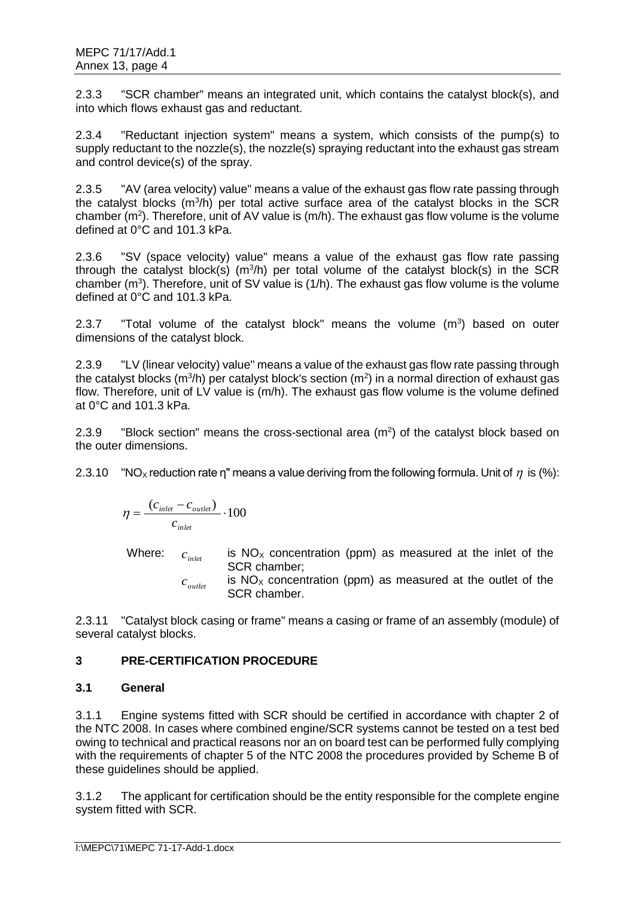2.3.3 "SCR chamber" means an integrated unit, which contains the catalyst block(s), and into which flows exhaust gas and reductant.

2.3.4 "Reductant injection system" means a system, which consists of the pump(s) to supply reductant to the nozzle(s), the nozzle(s) spraying reductant into the exhaust gas stream and control device(s) of the spray.

2.3.5 "AV (area velocity) value" means a value of the exhaust gas flow rate passing through the catalyst blocks ($m^3$/h) per total active surface area of the catalyst blocks in the SCR chamber ($m^2$). Therefore, unit of AV value is (m/h). The exhaust gas flow volume is the volume defined at 0°C and 101.3 kPa.

2.3.6 "SV (space velocity) value" means a value of the exhaust gas flow rate passing through the catalyst block(s) ($m^3$/h) per total volume of the catalyst block(s) in the SCR chamber ($m^3$). Therefore, unit of SV value is (1/h). The exhaust gas flow volume is the volume defined at 0°C and 101.3 kPa.

2.3.7 "Total volume of the catalyst block" means the volume ($m^3$) based on outer dimensions of the catalyst block.

2.3.9 "LV (linear velocity) value" means a value of the exhaust gas flow rate passing through the catalyst blocks ($m^3$/h) per catalyst block's section ($m^2$) in a normal direction of exhaust gas flow. Therefore, unit of LV value is (m/h). The exhaust gas flow volume is the volume defined at 0°C and 101.3 kPa.

2.3.9 "Block section" means the cross-sectional area ($m^2$) of the catalyst block based on the outer dimensions.

2.3.10 "$NO_X$ reduction rate η" means a value deriving from the following formula. Unit of $\eta$ is (%):

$$\eta = \frac{(c_{inlet} - c_{outlet})}{c_{inlet}} \cdot 100$$

Where: $c_{inlet}$ is $NO_X$ concentration (ppm) as measured at the inlet of the SCR chamber;

$c_{outlet}$ is $NO_X$ concentration (ppm) as measured at the outlet of the SCR chamber.

2.3.11 "Catalyst block casing or frame" means a casing or frame of an assembly (module) of several catalyst blocks.

## 3 PRE-CERTIFICATION PROCEDURE

### 3.1 General

3.1.1 Engine systems fitted with SCR should be certified in accordance with chapter 2 of the NTC 2008. In cases where combined engine/SCR systems cannot be tested on a test bed owing to technical and practical reasons nor an on board test can be performed fully complying with the requirements of chapter 5 of the NTC 2008 the procedures provided by Scheme B of these guidelines should be applied.

3.1.2 The applicant for certification should be the entity responsible for the complete engine system fitted with SCR.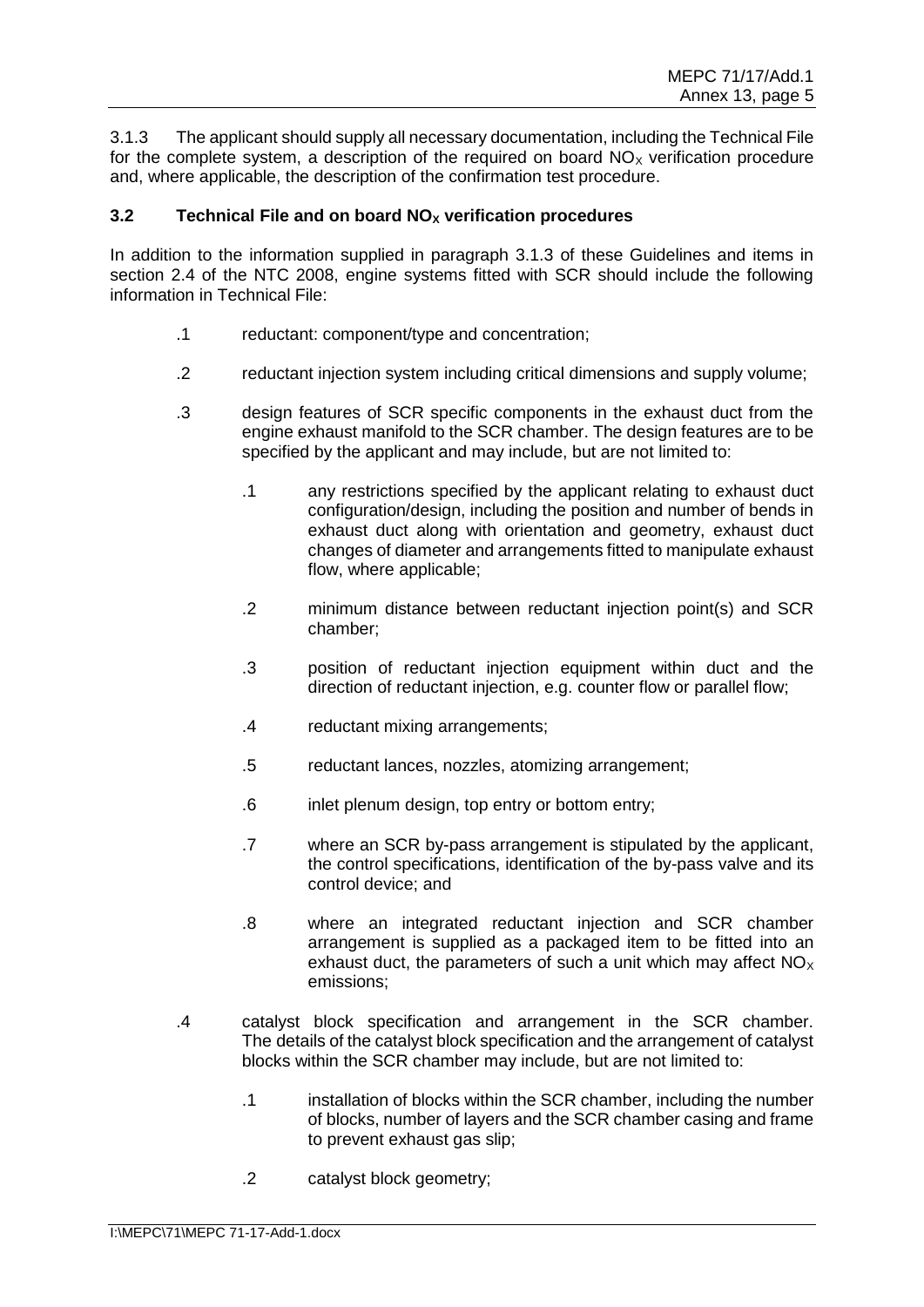3.1.3 The applicant should supply all necessary documentation, including the Technical File for the complete system, a description of the required on board $NO_X$ verification procedure and, where applicable, the description of the confirmation test procedure.

### 3.2 Technical File and on board $NO_X$ verification procedures

In addition to the information supplied in paragraph 3.1.3 of these Guidelines and items in section 2.4 of the NTC 2008, engine systems fitted with SCR should include the following information in Technical File:

- .1 reductant: component/type and concentration;
- .2 reductant injection system including critical dimensions and supply volume;
- .3 design features of SCR specific components in the exhaust duct from the engine exhaust manifold to the SCR chamber. The design features are to be specified by the applicant and may include, but are not limited to:
  - .1 any restrictions specified by the applicant relating to exhaust duct configuration/design, including the position and number of bends in exhaust duct along with orientation and geometry, exhaust duct changes of diameter and arrangements fitted to manipulate exhaust flow, where applicable;
  - .2 minimum distance between reductant injection point(s) and SCR chamber;
  - .3 position of reductant injection equipment within duct and the direction of reductant injection, e.g. counter flow or parallel flow;
  - .4 reductant mixing arrangements;
  - .5 reductant lances, nozzles, atomizing arrangement;
  - .6 inlet plenum design, top entry or bottom entry;
  - .7 where an SCR by-pass arrangement is stipulated by the applicant, the control specifications, identification of the by-pass valve and its control device; and
  - .8 where an integrated reductant injection and SCR chamber arrangement is supplied as a packaged item to be fitted into an exhaust duct, the parameters of such a unit which may affect $NO_X$ emissions;
- .4 catalyst block specification and arrangement in the SCR chamber. The details of the catalyst block specification and the arrangement of catalyst blocks within the SCR chamber may include, but are not limited to:
  - .1 installation of blocks within the SCR chamber, including the number of blocks, number of layers and the SCR chamber casing and frame to prevent exhaust gas slip;
  - .2 catalyst block geometry;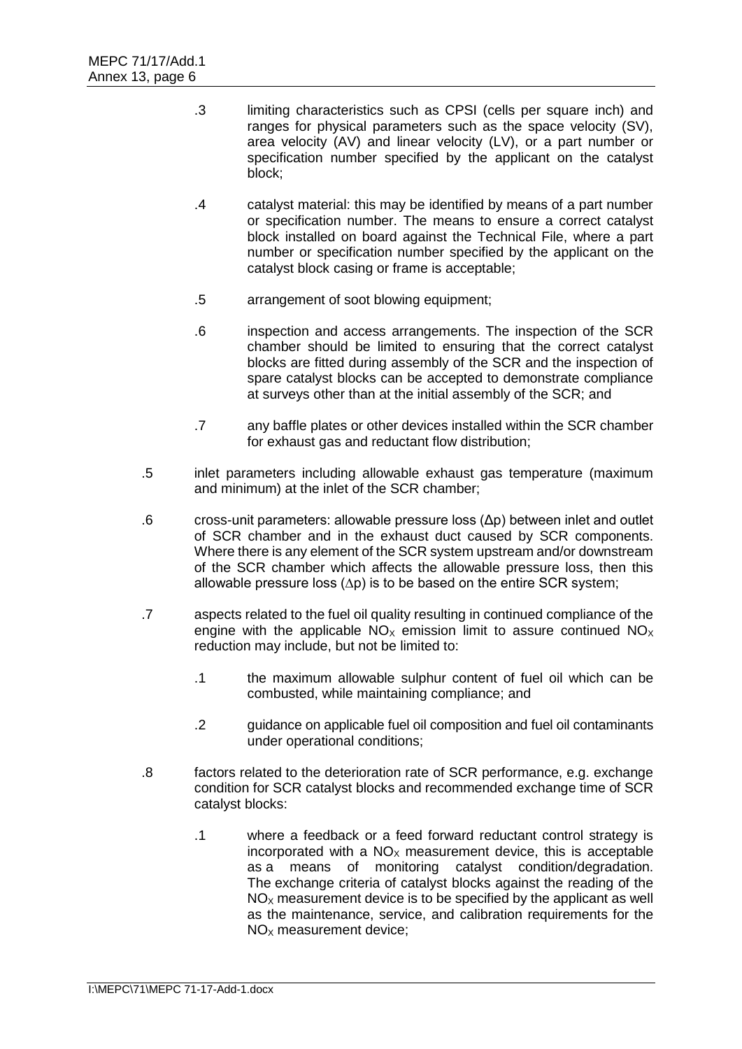.3 limiting characteristics such as CPSI (cells per square inch) and ranges for physical parameters such as the space velocity (SV), area velocity (AV) and linear velocity (LV), or a part number or specification number specified by the applicant on the catalyst block;

.4 catalyst material: this may be identified by means of a part number or specification number. The means to ensure a correct catalyst block installed on board against the Technical File, where a part number or specification number specified by the applicant on the catalyst block casing or frame is acceptable;

.5 arrangement of soot blowing equipment;

.6 inspection and access arrangements. The inspection of the SCR chamber should be limited to ensuring that the correct catalyst blocks are fitted during assembly of the SCR and the inspection of spare catalyst blocks can be accepted to demonstrate compliance at surveys other than at the initial assembly of the SCR; and

.7 any baffle plates or other devices installed within the SCR chamber for exhaust gas and reductant flow distribution;

.5 inlet parameters including allowable exhaust gas temperature (maximum and minimum) at the inlet of the SCR chamber;

.6 cross-unit parameters: allowable pressure loss ($\Delta p$) between inlet and outlet of SCR chamber and in the exhaust duct caused by SCR components. Where there is any element of the SCR system upstream and/or downstream of the SCR chamber which affects the allowable pressure loss, then this allowable pressure loss ($\Delta p$) is to be based on the entire SCR system;

.7 aspects related to the fuel oil quality resulting in continued compliance of the engine with the applicable $NO_X$ emission limit to assure continued $NO_X$ reduction may include, but not be limited to:

.1 the maximum allowable sulphur content of fuel oil which can be combusted, while maintaining compliance; and

.2 guidance on applicable fuel oil composition and fuel oil contaminants under operational conditions;

.8 factors related to the deterioration rate of SCR performance, e.g. exchange condition for SCR catalyst blocks and recommended exchange time of SCR catalyst blocks:

.1 where a feedback or a feed forward reductant control strategy is incorporated with a $NO_X$ measurement device, this is acceptable as a means of monitoring catalyst condition/degradation. The exchange criteria of catalyst blocks against the reading of the $NO_X$ measurement device is to be specified by the applicant as well as the maintenance, service, and calibration requirements for the $NO_X$ measurement device;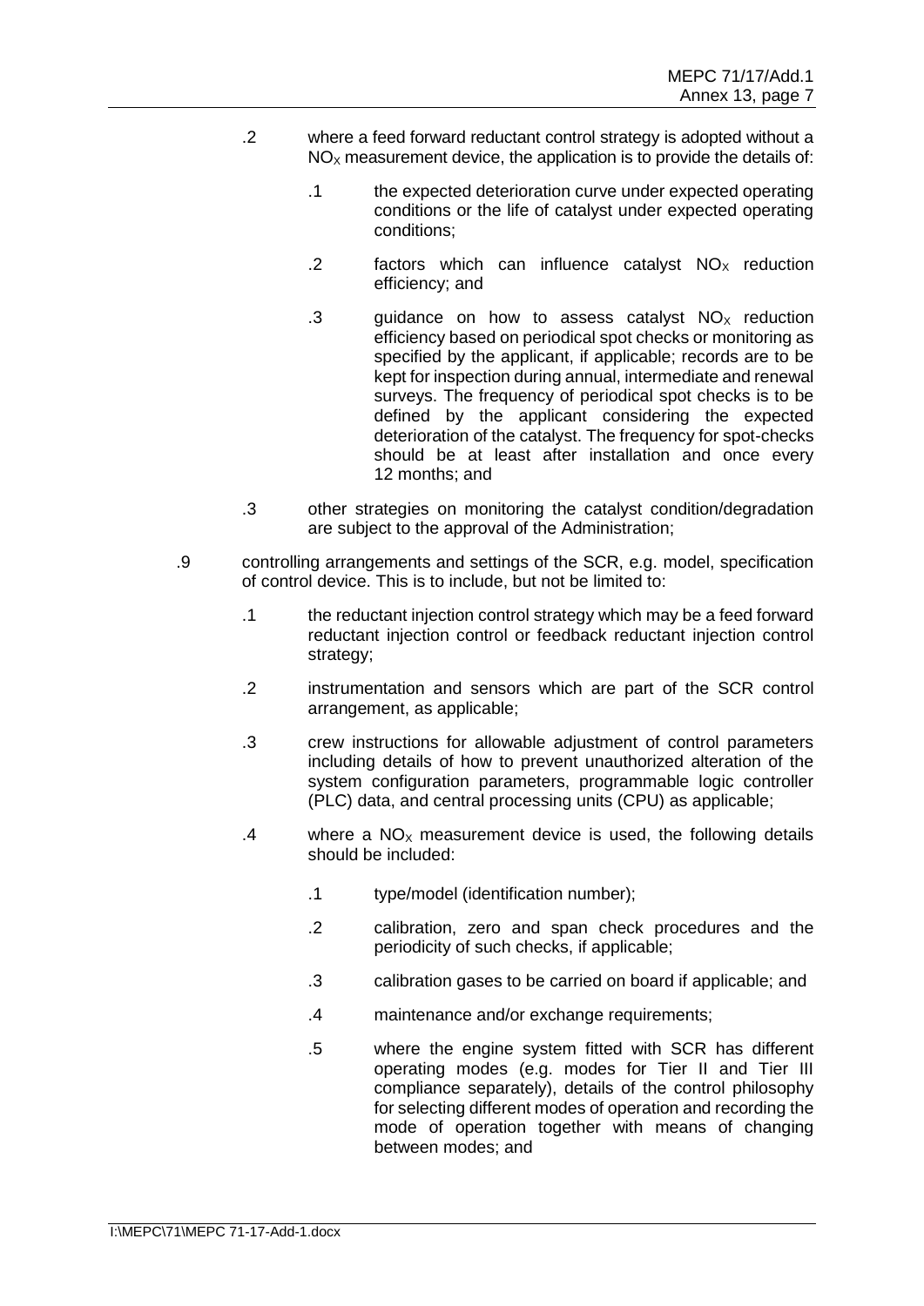.2 where a feed forward reductant control strategy is adopted without a $NO_X$ measurement device, the application is to provide the details of:

.1 the expected deterioration curve under expected operating conditions or the life of catalyst under expected operating conditions;

.2 factors which can influence catalyst $NO_X$ reduction efficiency; and

.3 guidance on how to assess catalyst $NO_X$ reduction efficiency based on periodical spot checks or monitoring as specified by the applicant, if applicable; records are to be kept for inspection during annual, intermediate and renewal surveys. The frequency of periodical spot checks is to be defined by the applicant considering the expected deterioration of the catalyst. The frequency for spot-checks should be at least after installation and once every 12 months; and

.3 other strategies on monitoring the catalyst condition/degradation are subject to the approval of the Administration;

.9 controlling arrangements and settings of the SCR, e.g. model, specification of control device. This is to include, but not be limited to:

.1 the reductant injection control strategy which may be a feed forward reductant injection control or feedback reductant injection control strategy;

.2 instrumentation and sensors which are part of the SCR control arrangement, as applicable;

.3 crew instructions for allowable adjustment of control parameters including details of how to prevent unauthorized alteration of the system configuration parameters, programmable logic controller (PLC) data, and central processing units (CPU) as applicable;

.4 where a $NO_X$ measurement device is used, the following details should be included:

.1 type/model (identification number);

.2 calibration, zero and span check procedures and the periodicity of such checks, if applicable;

.3 calibration gases to be carried on board if applicable; and

.4 maintenance and/or exchange requirements;

.5 where the engine system fitted with SCR has different operating modes (e.g. modes for Tier II and Tier III compliance separately), details of the control philosophy for selecting different modes of operation and recording the mode of operation together with means of changing between modes; and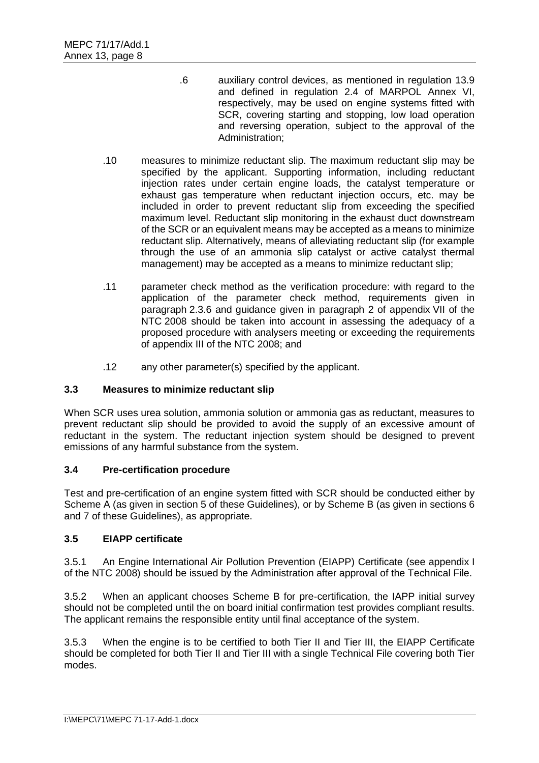.6 auxiliary control devices, as mentioned in regulation 13.9 and defined in regulation 2.4 of MARPOL Annex VI, respectively, may be used on engine systems fitted with SCR, covering starting and stopping, low load operation and reversing operation, subject to the approval of the Administration;

.10 measures to minimize reductant slip. The maximum reductant slip may be specified by the applicant. Supporting information, including reductant injection rates under certain engine loads, the catalyst temperature or exhaust gas temperature when reductant injection occurs, etc. may be included in order to prevent reductant slip from exceeding the specified maximum level. Reductant slip monitoring in the exhaust duct downstream of the SCR or an equivalent means may be accepted as a means to minimize reductant slip. Alternatively, means of alleviating reductant slip (for example through the use of an ammonia slip catalyst or active catalyst thermal management) may be accepted as a means to minimize reductant slip;

.11 parameter check method as the verification procedure: with regard to the application of the parameter check method, requirements given in paragraph 2.3.6 and guidance given in paragraph 2 of appendix VII of the NTC 2008 should be taken into account in assessing the adequacy of a proposed procedure with analysers meeting or exceeding the requirements of appendix III of the NTC 2008; and

.12 any other parameter(s) specified by the applicant.

### 3.3 Measures to minimize reductant slip

When SCR uses urea solution, ammonia solution or ammonia gas as reductant, measures to prevent reductant slip should be provided to avoid the supply of an excessive amount of reductant in the system. The reductant injection system should be designed to prevent emissions of any harmful substance from the system.

### 3.4 Pre-certification procedure

Test and pre-certification of an engine system fitted with SCR should be conducted either by Scheme A (as given in section 5 of these Guidelines), or by Scheme B (as given in sections 6 and 7 of these Guidelines), as appropriate.

### 3.5 EIAPP certificate

3.5.1 An Engine International Air Pollution Prevention (EIAPP) Certificate (see appendix I of the NTC 2008) should be issued by the Administration after approval of the Technical File.

3.5.2 When an applicant chooses Scheme B for pre-certification, the IAPP initial survey should not be completed until the on board initial confirmation test provides compliant results. The applicant remains the responsible entity until final acceptance of the system.

3.5.3 When the engine is to be certified to both Tier II and Tier III, the EIAPP Certificate should be completed for both Tier II and Tier III with a single Technical File covering both Tier modes.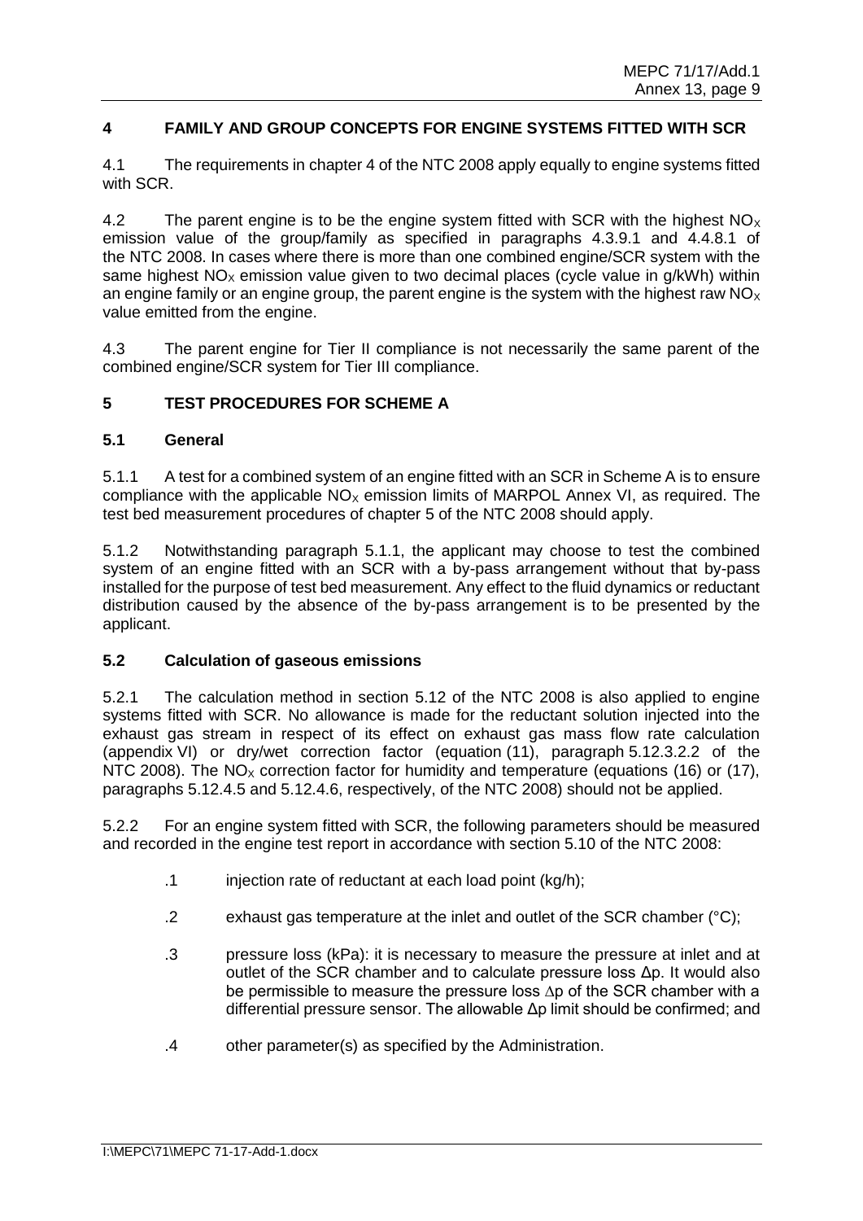## 4 FAMILY AND GROUP CONCEPTS FOR ENGINE SYSTEMS FITTED WITH SCR

4.1 The requirements in chapter 4 of the NTC 2008 apply equally to engine systems fitted with SCR.

4.2 The parent engine is to be the engine system fitted with SCR with the highest $NO_X$ emission value of the group/family as specified in paragraphs 4.3.9.1 and 4.4.8.1 of the NTC 2008. In cases where there is more than one combined engine/SCR system with the same highest $NO_X$ emission value given to two decimal places (cycle value in g/kWh) within an engine family or an engine group, the parent engine is the system with the highest raw $NO_X$ value emitted from the engine.

4.3 The parent engine for Tier II compliance is not necessarily the same parent of the combined engine/SCR system for Tier III compliance.

## 5 TEST PROCEDURES FOR SCHEME A

### 5.1 General

5.1.1 A test for a combined system of an engine fitted with an SCR in Scheme A is to ensure compliance with the applicable $NO_X$ emission limits of MARPOL Annex VI, as required. The test bed measurement procedures of chapter 5 of the NTC 2008 should apply.

5.1.2 Notwithstanding paragraph 5.1.1, the applicant may choose to test the combined system of an engine fitted with an SCR with a by-pass arrangement without that by-pass installed for the purpose of test bed measurement. Any effect to the fluid dynamics or reductant distribution caused by the absence of the by-pass arrangement is to be presented by the applicant.

### 5.2 Calculation of gaseous emissions

5.2.1 The calculation method in section 5.12 of the NTC 2008 is also applied to engine systems fitted with SCR. No allowance is made for the reductant solution injected into the exhaust gas stream in respect of its effect on exhaust gas mass flow rate calculation (appendix VI) or dry/wet correction factor (equation (11), paragraph 5.12.3.2.2 of the NTC 2008). The $NO_X$ correction factor for humidity and temperature (equations (16) or (17), paragraphs 5.12.4.5 and 5.12.4.6, respectively, of the NTC 2008) should not be applied.

5.2.2 For an engine system fitted with SCR, the following parameters should be measured and recorded in the engine test report in accordance with section 5.10 of the NTC 2008:

- .1 injection rate of reductant at each load point (kg/h);
- .2 exhaust gas temperature at the inlet and outlet of the SCR chamber (°C);
- .3 pressure loss (kPa): it is necessary to measure the pressure at inlet and at outlet of the SCR chamber and to calculate pressure loss $\Delta p$. It would also be permissible to measure the pressure loss $\Delta p$ of the SCR chamber with a differential pressure sensor. The allowable $\Delta p$ limit should be confirmed; and
- .4 other parameter(s) as specified by the Administration.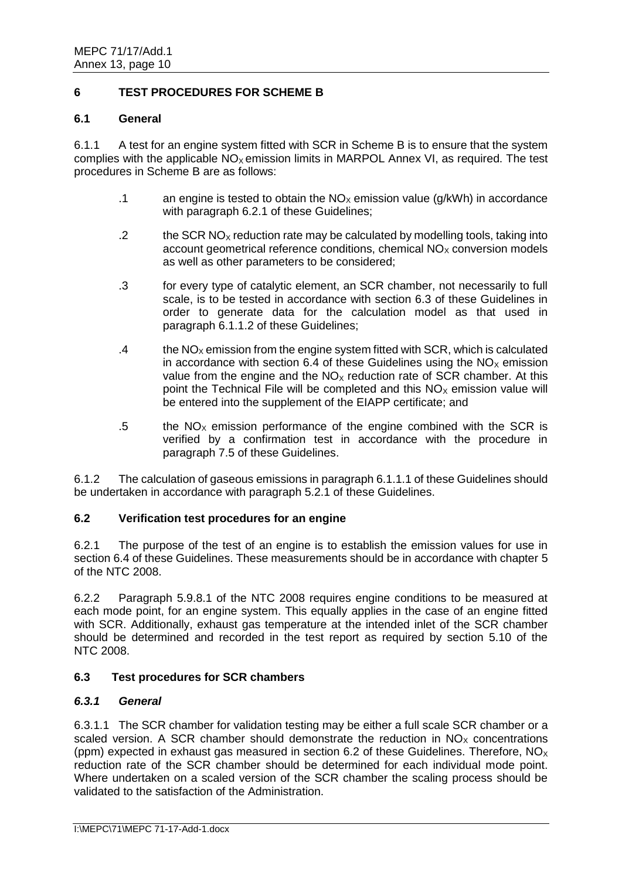## 6 TEST PROCEDURES FOR SCHEME B

### 6.1 General

6.1.1 A test for an engine system fitted with SCR in Scheme B is to ensure that the system complies with the applicable $NO_X$ emission limits in MARPOL Annex VI, as required. The test procedures in Scheme B are as follows:

.1 an engine is tested to obtain the $NO_X$ emission value (g/kWh) in accordance with paragraph 6.2.1 of these Guidelines;

.2 the SCR $NO_X$ reduction rate may be calculated by modelling tools, taking into account geometrical reference conditions, chemical $NO_X$ conversion models as well as other parameters to be considered;

.3 for every type of catalytic element, an SCR chamber, not necessarily to full scale, is to be tested in accordance with section 6.3 of these Guidelines in order to generate data for the calculation model as that used in paragraph 6.1.1.2 of these Guidelines;

.4 the $NO_X$ emission from the engine system fitted with SCR, which is calculated in accordance with section 6.4 of these Guidelines using the $NO_X$ emission value from the engine and the $NO_X$ reduction rate of SCR chamber. At this point the Technical File will be completed and this $NO_X$ emission value will be entered into the supplement of the EIAPP certificate; and

.5 the $NO_X$ emission performance of the engine combined with the SCR is verified by a confirmation test in accordance with the procedure in paragraph 7.5 of these Guidelines.

6.1.2 The calculation of gaseous emissions in paragraph 6.1.1.1 of these Guidelines should be undertaken in accordance with paragraph 5.2.1 of these Guidelines.

### 6.2 Verification test procedures for an engine

6.2.1 The purpose of the test of an engine is to establish the emission values for use in section 6.4 of these Guidelines. These measurements should be in accordance with chapter 5 of the NTC 2008.

6.2.2 Paragraph 5.9.8.1 of the NTC 2008 requires engine conditions to be measured at each mode point, for an engine system. This equally applies in the case of an engine fitted with SCR. Additionally, exhaust gas temperature at the intended inlet of the SCR chamber should be determined and recorded in the test report as required by section 5.10 of the NTC 2008.

### 6.3 Test procedures for SCR chambers

#### *6.3.1 General*

6.3.1.1 The SCR chamber for validation testing may be either a full scale SCR chamber or a scaled version. A SCR chamber should demonstrate the reduction in $NO_X$ concentrations (ppm) expected in exhaust gas measured in section 6.2 of these Guidelines. Therefore, $NO_X$ reduction rate of the SCR chamber should be determined for each individual mode point. Where undertaken on a scaled version of the SCR chamber the scaling process should be validated to the satisfaction of the Administration.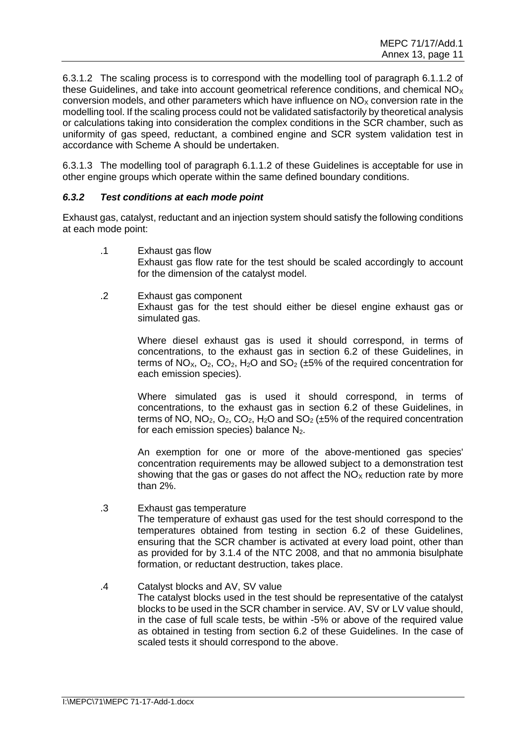6.3.1.2 The scaling process is to correspond with the modelling tool of paragraph 6.1.1.2 of these Guidelines, and take into account geometrical reference conditions, and chemical $NO_X$ conversion models, and other parameters which have influence on $NO_X$ conversion rate in the modelling tool. If the scaling process could not be validated satisfactorily by theoretical analysis or calculations taking into consideration the complex conditions in the SCR chamber, such as uniformity of gas speed, reductant, a combined engine and SCR system validation test in accordance with Scheme A should be undertaken.

6.3.1.3 The modelling tool of paragraph 6.1.1.2 of these Guidelines is acceptable for use in other engine groups which operate within the same defined boundary conditions.

### *6.3.2 Test conditions at each mode point*

Exhaust gas, catalyst, reductant and an injection system should satisfy the following conditions at each mode point:

.1 Exhaust gas flow
Exhaust gas flow rate for the test should be scaled accordingly to account for the dimension of the catalyst model.

.2 Exhaust gas component
Exhaust gas for the test should either be diesel engine exhaust gas or simulated gas.

Where diesel exhaust gas is used it should correspond, in terms of concentrations, to the exhaust gas in section 6.2 of these Guidelines, in terms of $NO_X$, $O_2$, $CO_2$, $H_2O$ and $SO_2$ (±5% of the required concentration for each emission species).

Where simulated gas is used it should correspond, in terms of concentrations, to the exhaust gas in section 6.2 of these Guidelines, in terms of NO, $NO_2$, $O_2$, $CO_2$, $H_2O$ and $SO_2$ (±5% of the required concentration for each emission species) balance $N_2$.

An exemption for one or more of the above-mentioned gas species' concentration requirements may be allowed subject to a demonstration test showing that the gas or gases do not affect the $NO_X$ reduction rate by more than 2%.

.3 Exhaust gas temperature
The temperature of exhaust gas used for the test should correspond to the temperatures obtained from testing in section 6.2 of these Guidelines, ensuring that the SCR chamber is activated at every load point, other than as provided for by 3.1.4 of the NTC 2008, and that no ammonia bisulphate formation, or reductant destruction, takes place.

.4 Catalyst blocks and AV, SV value
The catalyst blocks used in the test should be representative of the catalyst blocks to be used in the SCR chamber in service. AV, SV or LV value should, in the case of full scale tests, be within -5% or above of the required value as obtained in testing from section 6.2 of these Guidelines. In the case of scaled tests it should correspond to the above.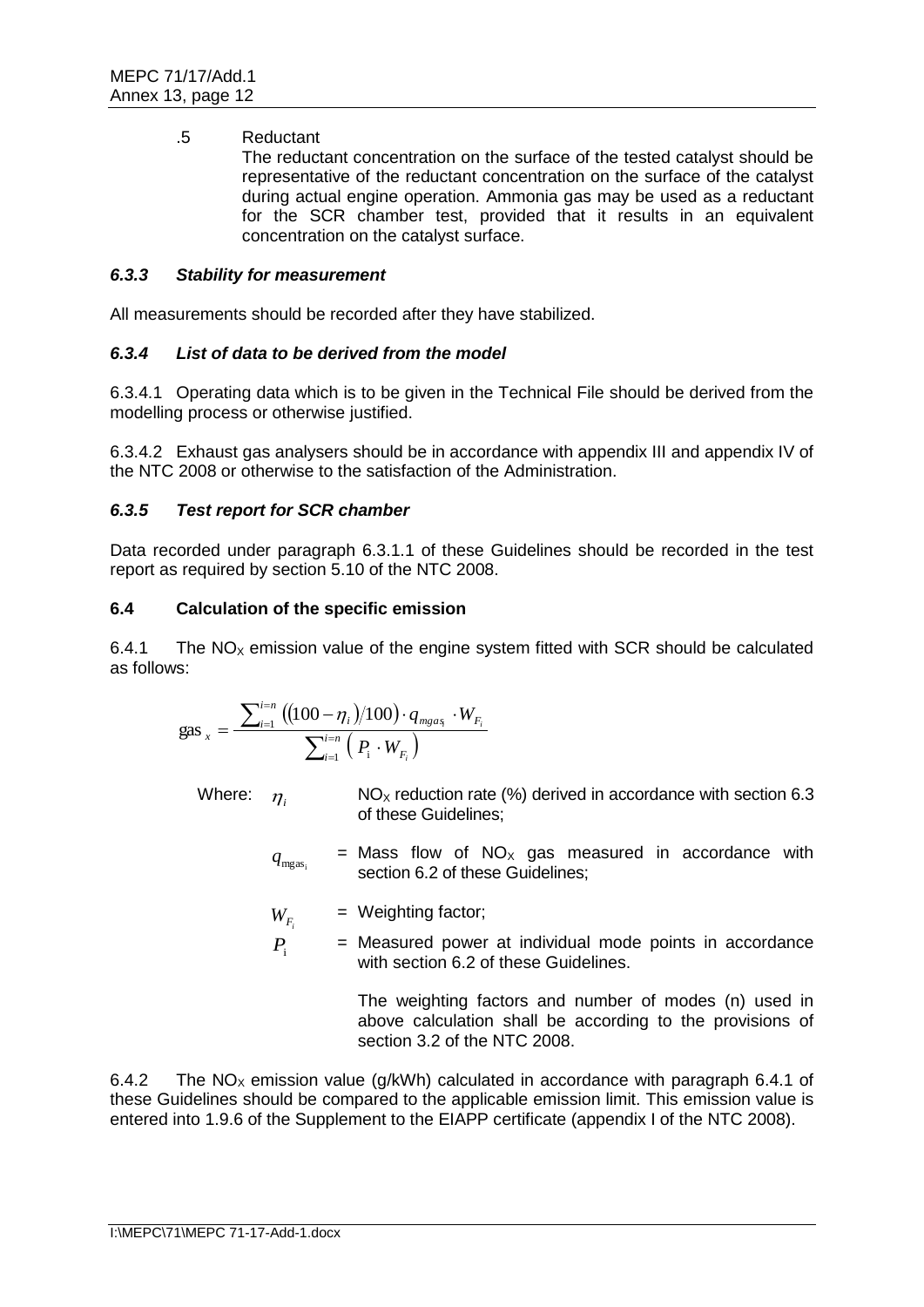.5 Reductant

The reductant concentration on the surface of the tested catalyst should be representative of the reductant concentration on the surface of the catalyst during actual engine operation. Ammonia gas may be used as a reductant for the SCR chamber test, provided that it results in an equivalent concentration on the catalyst surface.

### *6.3.3 Stability for measurement*

All measurements should be recorded after they have stabilized.

### *6.3.4 List of data to be derived from the model*

6.3.4.1 Operating data which is to be given in the Technical File should be derived from the modelling process or otherwise justified.

6.3.4.2 Exhaust gas analysers should be in accordance with appendix III and appendix IV of the NTC 2008 or otherwise to the satisfaction of the Administration.

### *6.3.5 Test report for SCR chamber*

Data recorded under paragraph 6.3.1.1 of these Guidelines should be recorded in the test report as required by section 5.10 of the NTC 2008.

### **6.4 Calculation of the specific emission**

6.4.1 The $NO_X$ emission value of the engine system fitted with SCR should be calculated as follows:

$$\text{gas}_x = \frac{\sum_{i=1}^{i=n} \left( (100 - \eta_i)/100 \right) \cdot q_{mgas_i} \cdot W_{F_i}}{\sum_{i=1}^{i=n} \left( P_i \cdot W_{F_i} \right)}$$

Where: $\eta_i$ $NO_X$ reduction rate (%) derived in accordance with section 6.3 of these Guidelines;

$q_{\text{mgas}_i}$ = Mass flow of $NO_X$ gas measured in accordance with section 6.2 of these Guidelines;

$W_{F_i}$ = Weighting factor;

$P_i$ = Measured power at individual mode points in accordance with section 6.2 of these Guidelines.

The weighting factors and number of modes (n) used in above calculation shall be according to the provisions of section 3.2 of the NTC 2008.

6.4.2 The $NO_X$ emission value (g/kWh) calculated in accordance with paragraph 6.4.1 of these Guidelines should be compared to the applicable emission limit. This emission value is entered into 1.9.6 of the Supplement to the EIAPP certificate (appendix I of the NTC 2008).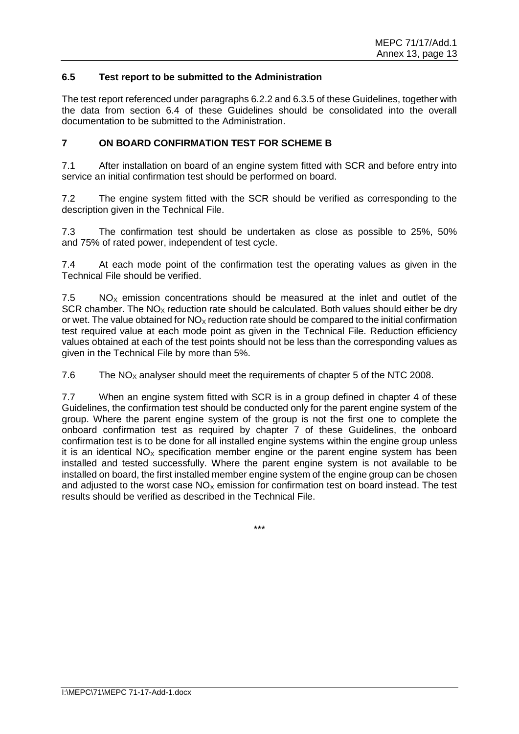### 6.5 Test report to be submitted to the Administration

The test report referenced under paragraphs 6.2.2 and 6.3.5 of these Guidelines, together with the data from section 6.4 of these Guidelines should be consolidated into the overall documentation to be submitted to the Administration.

## 7 ON BOARD CONFIRMATION TEST FOR SCHEME B

7.1 After installation on board of an engine system fitted with SCR and before entry into service an initial confirmation test should be performed on board.

7.2 The engine system fitted with the SCR should be verified as corresponding to the description given in the Technical File.

7.3 The confirmation test should be undertaken as close as possible to 25%, 50% and 75% of rated power, independent of test cycle.

7.4 At each mode point of the confirmation test the operating values as given in the Technical File should be verified.

7.5 $NO_X$ emission concentrations should be measured at the inlet and outlet of the SCR chamber. The $NO_X$ reduction rate should be calculated. Both values should either be dry or wet. The value obtained for $NO_X$ reduction rate should be compared to the initial confirmation test required value at each mode point as given in the Technical File. Reduction efficiency values obtained at each of the test points should not be less than the corresponding values as given in the Technical File by more than 5%.

7.6 The $NO_X$ analyser should meet the requirements of chapter 5 of the NTC 2008.

7.7 When an engine system fitted with SCR is in a group defined in chapter 4 of these Guidelines, the confirmation test should be conducted only for the parent engine system of the group. Where the parent engine system of the group is not the first one to complete the onboard confirmation test as required by chapter 7 of these Guidelines, the onboard confirmation test is to be done for all installed engine systems within the engine group unless it is an identical $NO_X$ specification member engine or the parent engine system has been installed and tested successfully. Where the parent engine system is not available to be installed on board, the first installed member engine system of the engine group can be chosen and adjusted to the worst case $NO_X$ emission for confirmation test on board instead. The test results should be verified as described in the Technical File.

***